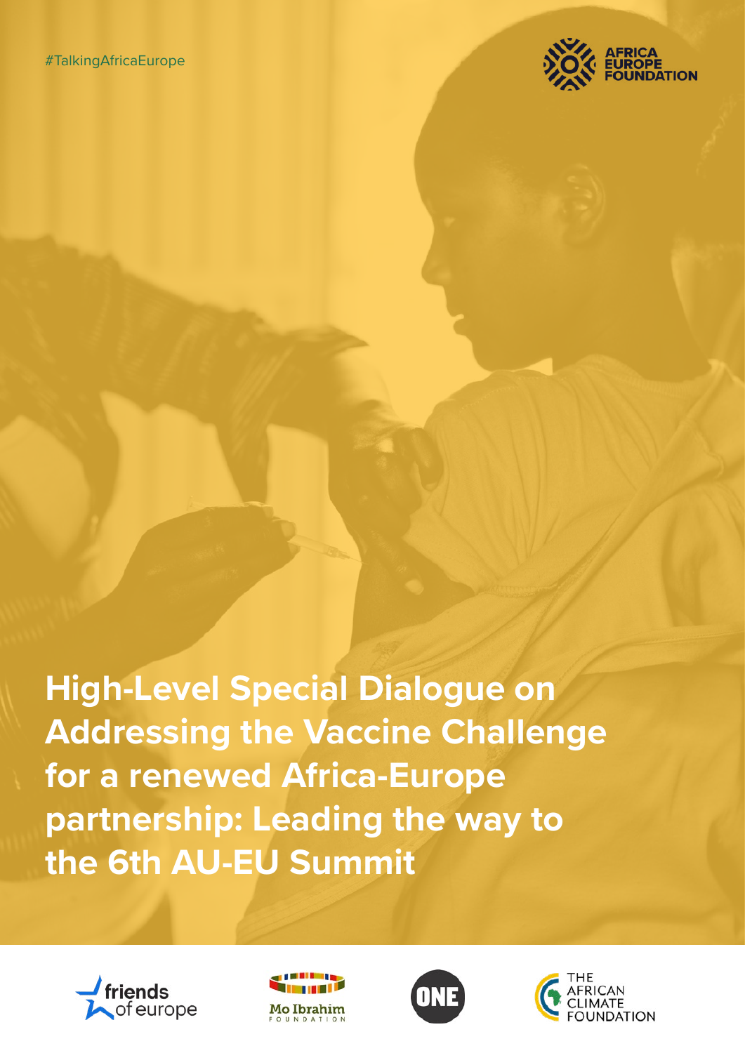#TalkingAfricaEurope

AFRICA EUROPE FOUNDATION

# High-Level Special Dialogue on Addressing the Vaccine Challenge for a renewed Africa-Europe partnership: Leading the way to the 6th AU-EU Summit

friends of europe

Mo Ibrahim FOUNDATION

ONE

THE AFRICAN CLIMATE FOUNDATION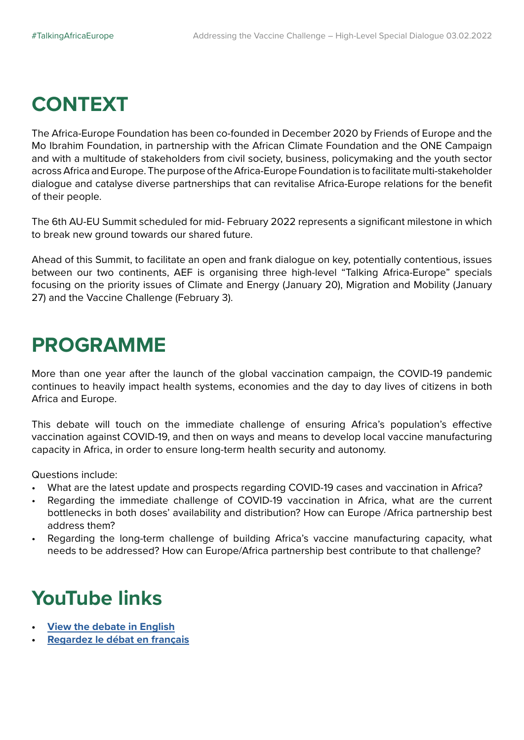## CONTEXT

The Africa-Europe Foundation has been co-founded in December 2020 by Friends of Europe and the Mo Ibrahim Foundation, in partnership with the African Climate Foundation and the ONE Campaign and with a multitude of stakeholders from civil society, business, policymaking and the youth sector across Africa and Europe. The purpose of the Africa-Europe Foundation is to facilitate multi-stakeholder dialogue and catalyse diverse partnerships that can revitalise Africa-Europe relations for the benefit of their people.

The 6th AU-EU Summit scheduled for mid- February 2022 represents a significant milestone in which to break new ground towards our shared future.

Ahead of this Summit, to facilitate an open and frank dialogue on key, potentially contentious, issues between our two continents, AEF is organising three high-level "Talking Africa-Europe" specials focusing on the priority issues of Climate and Energy (January 20), Migration and Mobility (January 27) and the Vaccine Challenge (February 3).

## PROGRAMME

More than one year after the launch of the global vaccination campaign, the COVID-19 pandemic continues to heavily impact health systems, economies and the day to day lives of citizens in both Africa and Europe.

This debate will touch on the immediate challenge of ensuring Africa's population's effective vaccination against COVID-19, and then on ways and means to develop local vaccine manufacturing capacity in Africa, in order to ensure long-term health security and autonomy.

Questions include:

- What are the latest update and prospects regarding COVID-19 cases and vaccination in Africa?
- Regarding the immediate challenge of COVID-19 vaccination in Africa, what are the current bottlenecks in both doses' availability and distribution? How can Europe /Africa partnership best address them?
- Regarding the long-term challenge of building Africa's vaccine manufacturing capacity, what needs to be addressed? How can Europe/Africa partnership best contribute to that challenge?

## YouTube links

- **View the debate in English**
- **Regardez le débat en français**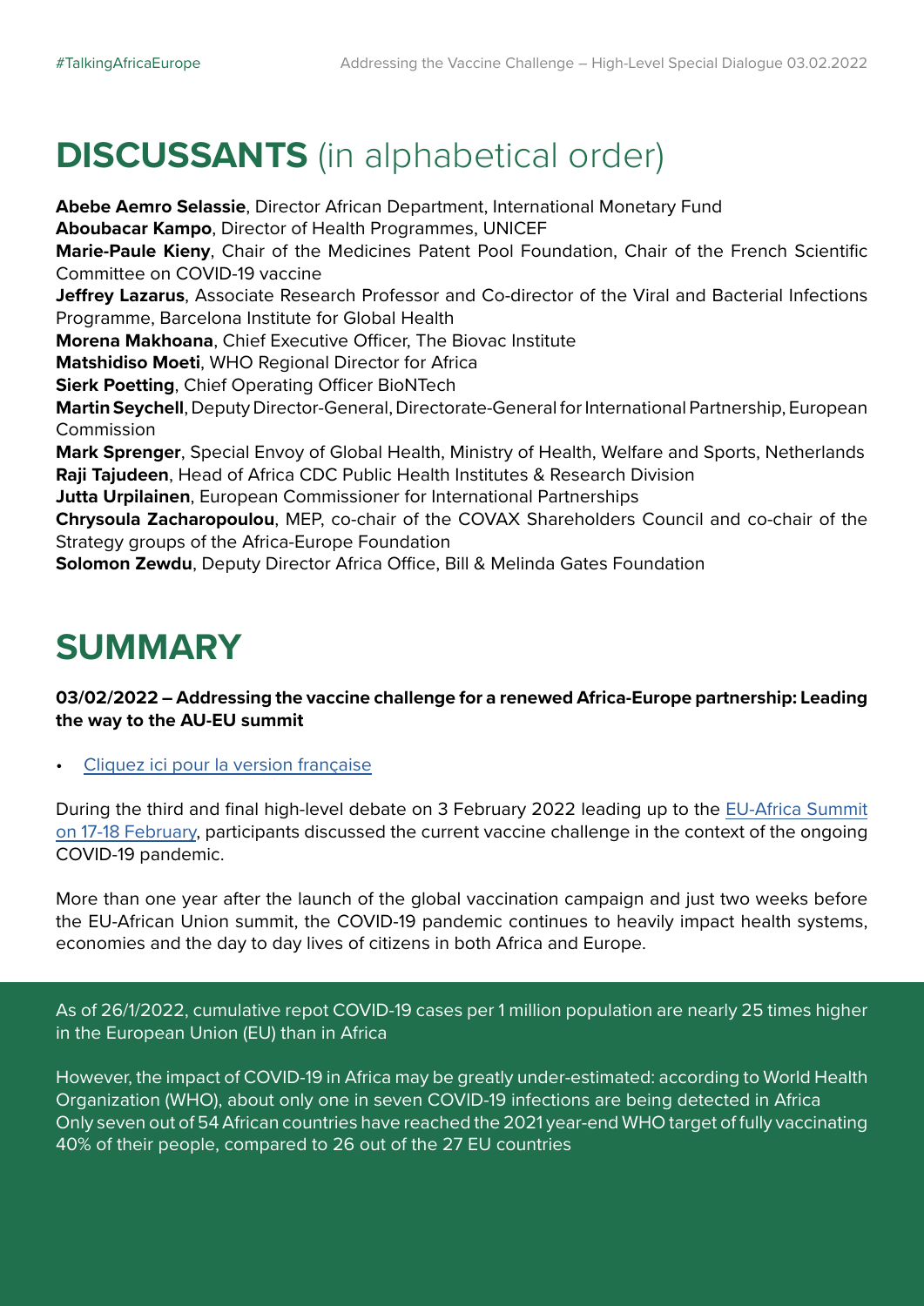# **DISCUSSANTS** (in alphabetical order)

**Abebe Aemro Selassie**, Director African Department, International Monetary Fund
**Aboubacar Kampo**, Director of Health Programmes, UNICEF
**Marie-Paule Kieny**, Chair of the Medicines Patent Pool Foundation, Chair of the French Scientific Committee on COVID-19 vaccine
**Jeffrey Lazarus**, Associate Research Professor and Co-director of the Viral and Bacterial Infections Programme, Barcelona Institute for Global Health
**Morena Makhoana**, Chief Executive Officer, The Biovac Institute
**Matshidiso Moeti**, WHO Regional Director for Africa
**Sierk Poetting**, Chief Operating Officer BioNTech
**Martin Seychell**, Deputy Director-General, Directorate-General for International Partnership, European Commission
**Mark Sprenger**, Special Envoy of Global Health, Ministry of Health, Welfare and Sports, Netherlands
**Raji Tajudeen**, Head of Africa CDC Public Health Institutes & Research Division
**Jutta Urpilainen**, European Commissioner for International Partnerships
**Chrysoula Zacharopoulou**, MEP, co-chair of the COVAX Shareholders Council and co-chair of the Strategy groups of the Africa-Europe Foundation
**Solomon Zewdu**, Deputy Director Africa Office, Bill & Melinda Gates Foundation

# SUMMARY

**03/02/2022 – Addressing the vaccine challenge for a renewed Africa-Europe partnership: Leading the way to the AU-EU summit**

- Cliquez ici pour la version française

During the third and final high-level debate on 3 February 2022 leading up to the EU-Africa Summit on 17-18 February, participants discussed the current vaccine challenge in the context of the ongoing COVID-19 pandemic.

More than one year after the launch of the global vaccination campaign and just two weeks before the EU-African Union summit, the COVID-19 pandemic continues to heavily impact health systems, economies and the day to day lives of citizens in both Africa and Europe.

As of 26/1/2022, cumulative repot COVID-19 cases per 1 million population are nearly 25 times higher in the European Union (EU) than in Africa

However, the impact of COVID-19 in Africa may be greatly under-estimated: according to World Health Organization (WHO), about only one in seven COVID-19 infections are being detected in Africa
Only seven out of 54 African countries have reached the 2021 year-end WHO target of fully vaccinating 40% of their people, compared to 26 out of the 27 EU countries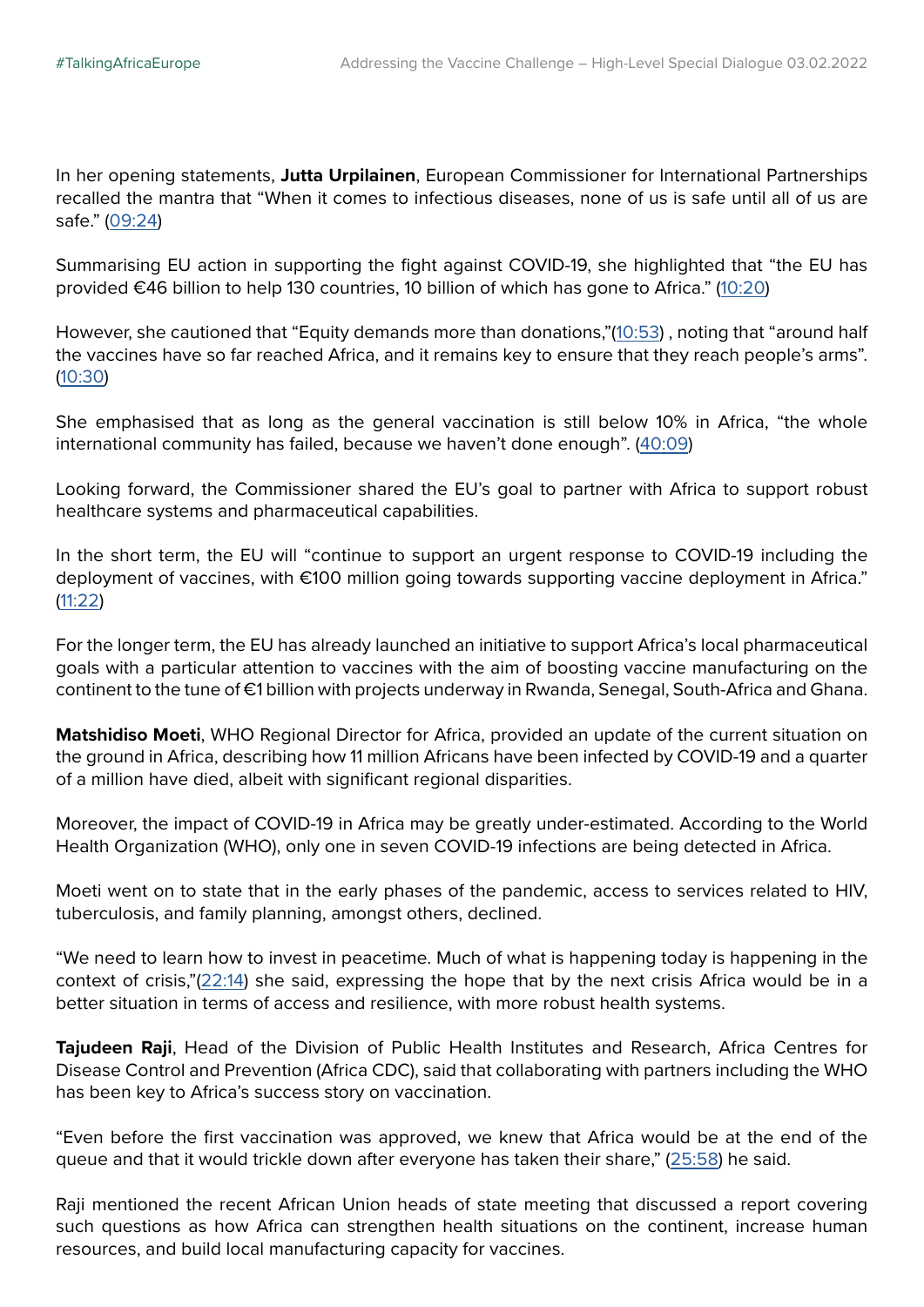In her opening statements, **Jutta Urpilainen**, European Commissioner for International Partnerships recalled the mantra that "When it comes to infectious diseases, none of us is safe until all of us are safe." (09:24)

Summarising EU action in supporting the fight against COVID-19, she highlighted that "the EU has provided €46 billion to help 130 countries, 10 billion of which has gone to Africa." (10:20)

However, she cautioned that "Equity demands more than donations,"(10:53) , noting that "around half the vaccines have so far reached Africa, and it remains key to ensure that they reach people's arms". (10:30)

She emphasised that as long as the general vaccination is still below 10% in Africa, "the whole international community has failed, because we haven't done enough". (40:09)

Looking forward, the Commissioner shared the EU's goal to partner with Africa to support robust healthcare systems and pharmaceutical capabilities.

In the short term, the EU will "continue to support an urgent response to COVID-19 including the deployment of vaccines, with €100 million going towards supporting vaccine deployment in Africa." (11:22)

For the longer term, the EU has already launched an initiative to support Africa's local pharmaceutical goals with a particular attention to vaccines with the aim of boosting vaccine manufacturing on the continent to the tune of €1 billion with projects underway in Rwanda, Senegal, South-Africa and Ghana.

**Matshidiso Moeti**, WHO Regional Director for Africa, provided an update of the current situation on the ground in Africa, describing how 11 million Africans have been infected by COVID-19 and a quarter of a million have died, albeit with significant regional disparities.

Moreover, the impact of COVID-19 in Africa may be greatly under-estimated. According to the World Health Organization (WHO), only one in seven COVID-19 infections are being detected in Africa.

Moeti went on to state that in the early phases of the pandemic, access to services related to HIV, tuberculosis, and family planning, amongst others, declined.

"We need to learn how to invest in peacetime. Much of what is happening today is happening in the context of crisis,"(22:14) she said, expressing the hope that by the next crisis Africa would be in a better situation in terms of access and resilience, with more robust health systems.

**Tajudeen Raji**, Head of the Division of Public Health Institutes and Research, Africa Centres for Disease Control and Prevention (Africa CDC), said that collaborating with partners including the WHO has been key to Africa's success story on vaccination.

"Even before the first vaccination was approved, we knew that Africa would be at the end of the queue and that it would trickle down after everyone has taken their share," (25:58) he said.

Raji mentioned the recent African Union heads of state meeting that discussed a report covering such questions as how Africa can strengthen health situations on the continent, increase human resources, and build local manufacturing capacity for vaccines.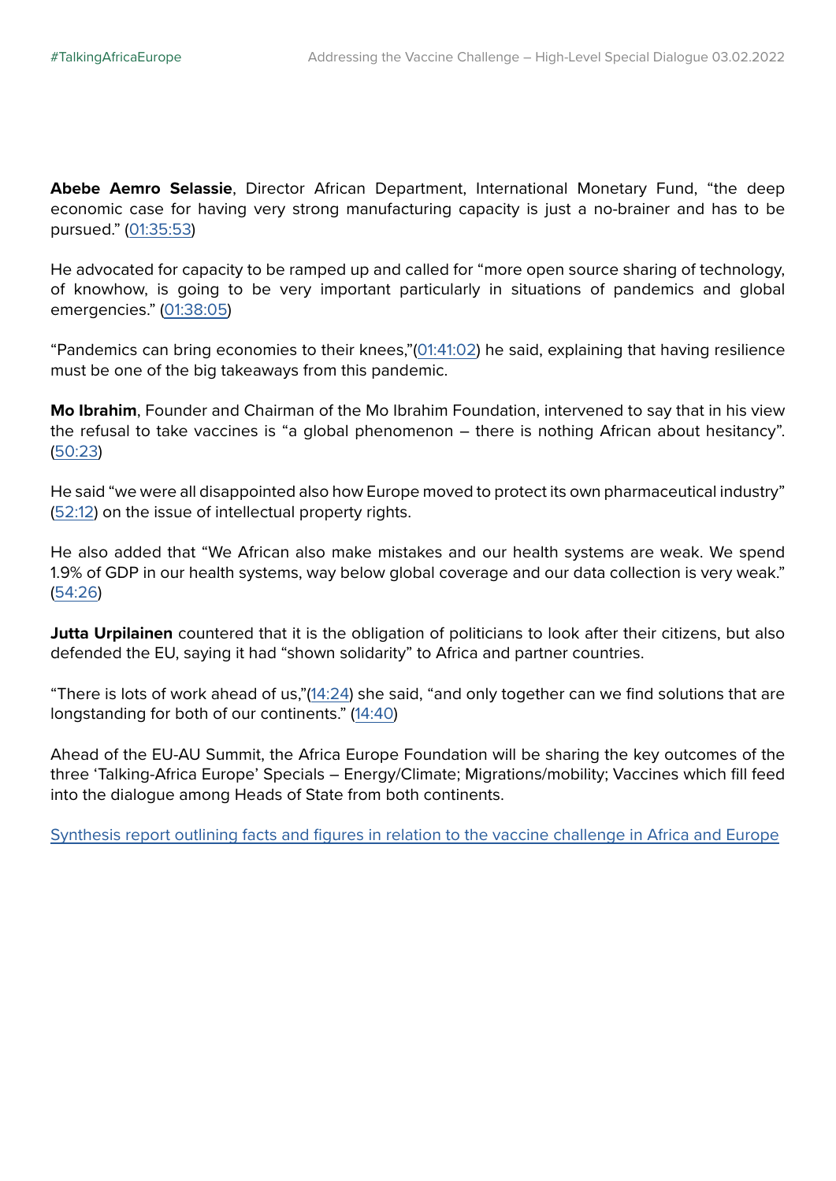**Abebe Aemro Selassie**, Director African Department, International Monetary Fund, "the deep economic case for having very strong manufacturing capacity is just a no-brainer and has to be pursued." (01:35:53)

He advocated for capacity to be ramped up and called for "more open source sharing of technology, of knowhow, is going to be very important particularly in situations of pandemics and global emergencies." (01:38:05)

"Pandemics can bring economies to their knees,"(01:41:02) he said, explaining that having resilience must be one of the big takeaways from this pandemic.

**Mo Ibrahim**, Founder and Chairman of the Mo Ibrahim Foundation, intervened to say that in his view the refusal to take vaccines is "a global phenomenon – there is nothing African about hesitancy". (50:23)

He said "we were all disappointed also how Europe moved to protect its own pharmaceutical industry" (52:12) on the issue of intellectual property rights.

He also added that "We African also make mistakes and our health systems are weak. We spend 1.9% of GDP in our health systems, way below global coverage and our data collection is very weak." (54:26)

**Jutta Urpilainen** countered that it is the obligation of politicians to look after their citizens, but also defended the EU, saying it had "shown solidarity" to Africa and partner countries.

"There is lots of work ahead of us,"(14:24) she said, "and only together can we find solutions that are longstanding for both of our continents." (14:40)

Ahead of the EU-AU Summit, the Africa Europe Foundation will be sharing the key outcomes of the three 'Talking-Africa Europe' Specials – Energy/Climate; Migrations/mobility; Vaccines which fill feed into the dialogue among Heads of State from both continents.

Synthesis report outlining facts and figures in relation to the vaccine challenge in Africa and Europe